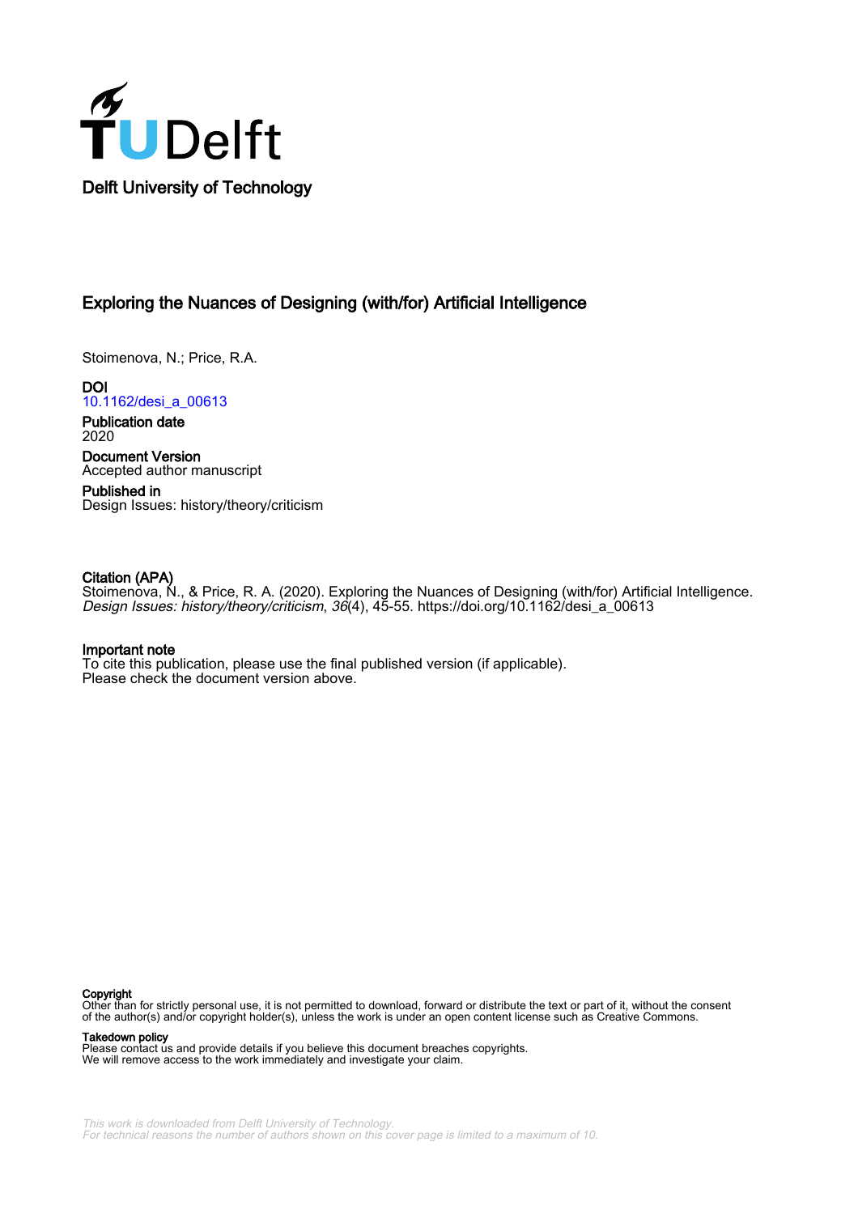Delft University of Technology

# Exploring the Nuances of Designing (with/for) Artificial Intelligence

Stoimenova, N.; Price, R.A.

**DOI**
10.1162/desi_a_00613

**Publication date**
2020

**Document Version**
Accepted author manuscript

**Published in**
Design Issues: history/theory/criticism

**Citation (APA)**
Stoimenova, N., & Price, R. A. (2020). Exploring the Nuances of Designing (with/for) Artificial Intelligence. *Design Issues: history/theory/criticism*, *36*(4), 45-55. https://doi.org/10.1162/desi_a_00613

**Important note**
To cite this publication, please use the final published version (if applicable).
Please check the document version above.

**Copyright**
Other than for strictly personal use, it is not permitted to download, forward or distribute the text or part of it, without the consent of the author(s) and/or copyright holder(s), unless the work is under an open content license such as Creative Commons.

**Takedown policy**
Please contact us and provide details if you believe this document breaches copyrights.
We will remove access to the work immediately and investigate your claim.

*This work is downloaded from Delft University of Technology.*
*For technical reasons the number of authors shown on this cover page is limited to a maximum of 10.*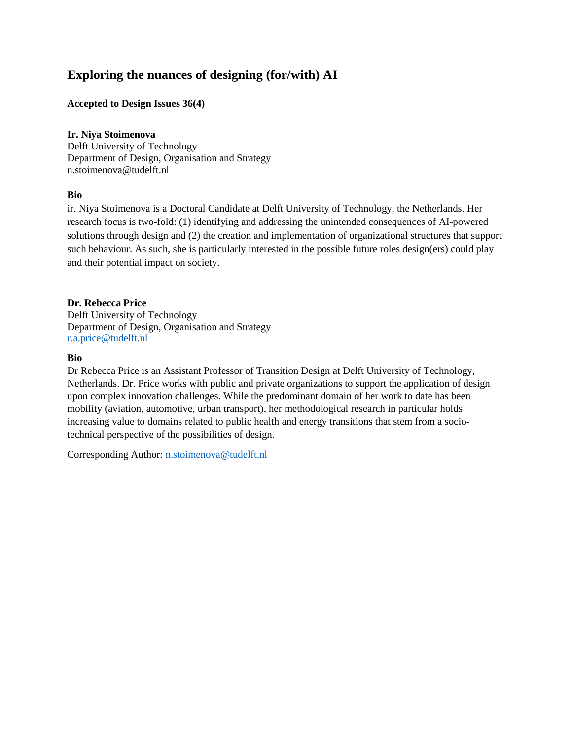# Exploring the nuances of designing (for/with) AI

**Accepted to Design Issues 36(4)**

**Ir. Niya Stoimenova**
Delft University of Technology
Department of Design, Organisation and Strategy
n.stoimenova@tudelft.nl

**Bio**

ir. Niya Stoimenova is a Doctoral Candidate at Delft University of Technology, the Netherlands. Her research focus is two-fold: (1) identifying and addressing the unintended consequences of AI-powered solutions through design and (2) the creation and implementation of organizational structures that support such behaviour. As such, she is particularly interested in the possible future roles design(ers) could play and their potential impact on society.

**Dr. Rebecca Price**
Delft University of Technology
Department of Design, Organisation and Strategy
r.a.price@tudelft.nl

**Bio**

Dr Rebecca Price is an Assistant Professor of Transition Design at Delft University of Technology, Netherlands. Dr. Price works with public and private organizations to support the application of design upon complex innovation challenges. While the predominant domain of her work to date has been mobility (aviation, automotive, urban transport), her methodological research in particular holds increasing value to domains related to public health and energy transitions that stem from a socio-technical perspective of the possibilities of design.

Corresponding Author: n.stoimenova@tudelft.nl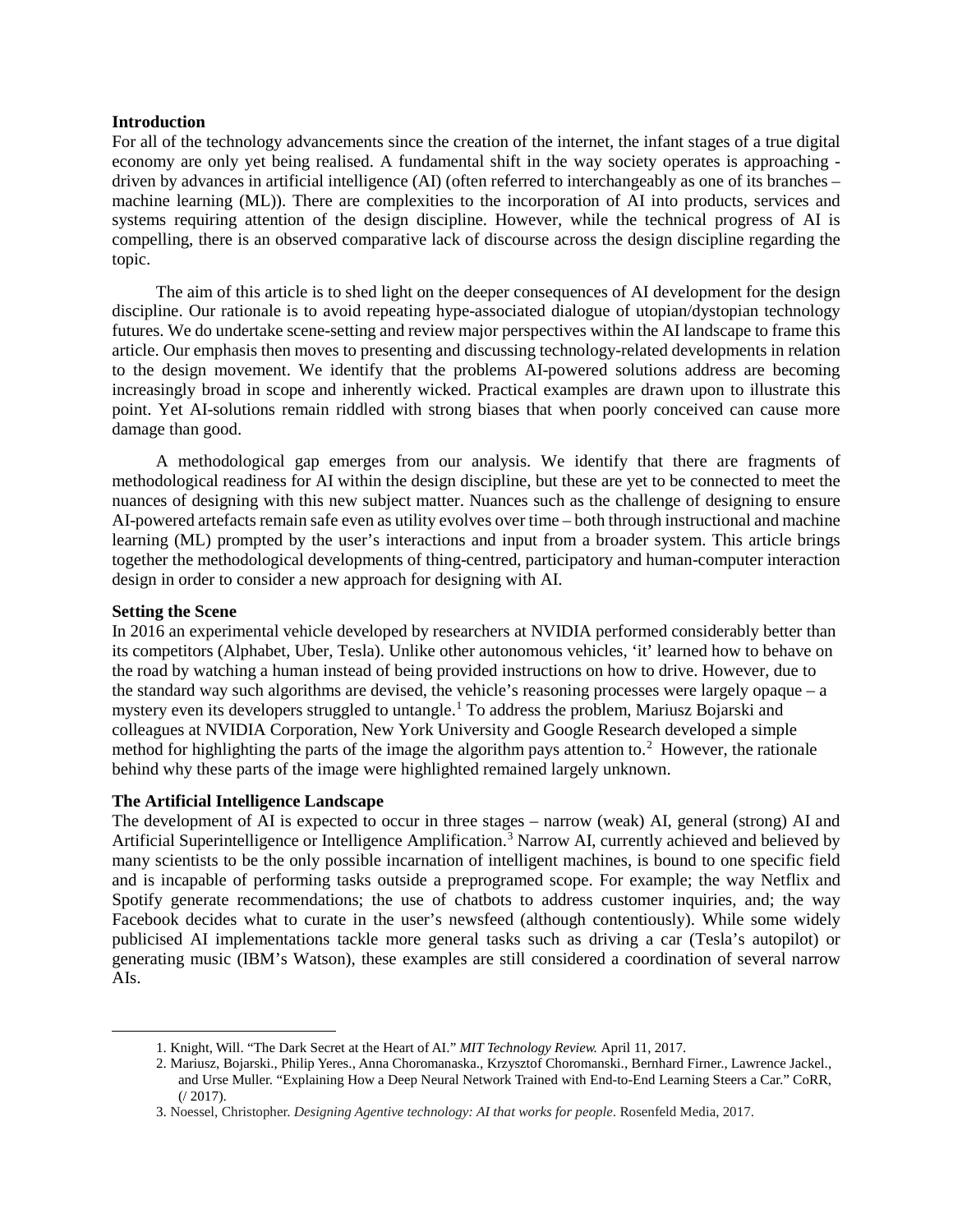**Introduction**

For all of the technology advancements since the creation of the internet, the infant stages of a true digital economy are only yet being realised. A fundamental shift in the way society operates is approaching - driven by advances in artificial intelligence (AI) (often referred to interchangeably as one of its branches – machine learning (ML)). There are complexities to the incorporation of AI into products, services and systems requiring attention of the design discipline. However, while the technical progress of AI is compelling, there is an observed comparative lack of discourse across the design discipline regarding the topic.

The aim of this article is to shed light on the deeper consequences of AI development for the design discipline. Our rationale is to avoid repeating hype-associated dialogue of utopian/dystopian technology futures. We do undertake scene-setting and review major perspectives within the AI landscape to frame this article. Our emphasis then moves to presenting and discussing technology-related developments in relation to the design movement. We identify that the problems AI-powered solutions address are becoming increasingly broad in scope and inherently wicked. Practical examples are drawn upon to illustrate this point. Yet AI-solutions remain riddled with strong biases that when poorly conceived can cause more damage than good.

A methodological gap emerges from our analysis. We identify that there are fragments of methodological readiness for AI within the design discipline, but these are yet to be connected to meet the nuances of designing with this new subject matter. Nuances such as the challenge of designing to ensure AI-powered artefacts remain safe even as utility evolves over time – both through instructional and machine learning (ML) prompted by the user's interactions and input from a broader system. This article brings together the methodological developments of thing-centred, participatory and human-computer interaction design in order to consider a new approach for designing with AI.

**Setting the Scene**

In 2016 an experimental vehicle developed by researchers at NVIDIA performed considerably better than its competitors (Alphabet, Uber, Tesla). Unlike other autonomous vehicles, 'it' learned how to behave on the road by watching a human instead of being provided instructions on how to drive. However, due to the standard way such algorithms are devised, the vehicle's reasoning processes were largely opaque – a mystery even its developers struggled to untangle.[1] To address the problem, Mariusz Bojarski and colleagues at NVIDIA Corporation, New York University and Google Research developed a simple method for highlighting the parts of the image the algorithm pays attention to.[2] However, the rationale behind why these parts of the image were highlighted remained largely unknown.

**The Artificial Intelligence Landscape**

The development of AI is expected to occur in three stages – narrow (weak) AI, general (strong) AI and Artificial Superintelligence or Intelligence Amplification.[3] Narrow AI, currently achieved and believed by many scientists to be the only possible incarnation of intelligent machines, is bound to one specific field and is incapable of performing tasks outside a preprogramed scope. For example; the way Netflix and Spotify generate recommendations; the use of chatbots to address customer inquiries, and; the way Facebook decides what to curate in the user's newsfeed (although contentiously). While some widely publicised AI implementations tackle more general tasks such as driving a car (Tesla's autopilot) or generating music (IBM's Watson), these examples are still considered a coordination of several narrow AIs.

---

1. Knight, Will. "The Dark Secret at the Heart of AI." *MIT Technology Review.* April 11, 2017.
2. Mariusz, Bojarski., Philip Yeres., Anna Choromanaska., Krzysztof Choromanski., Bernhard Firner., Lawrence Jackel., and Urse Muller. "Explaining How a Deep Neural Network Trained with End-to-End Learning Steers a Car." CoRR, (/ 2017).
3. Noessel, Christopher. *Designing Agentive technology: AI that works for people.* Rosenfeld Media, 2017.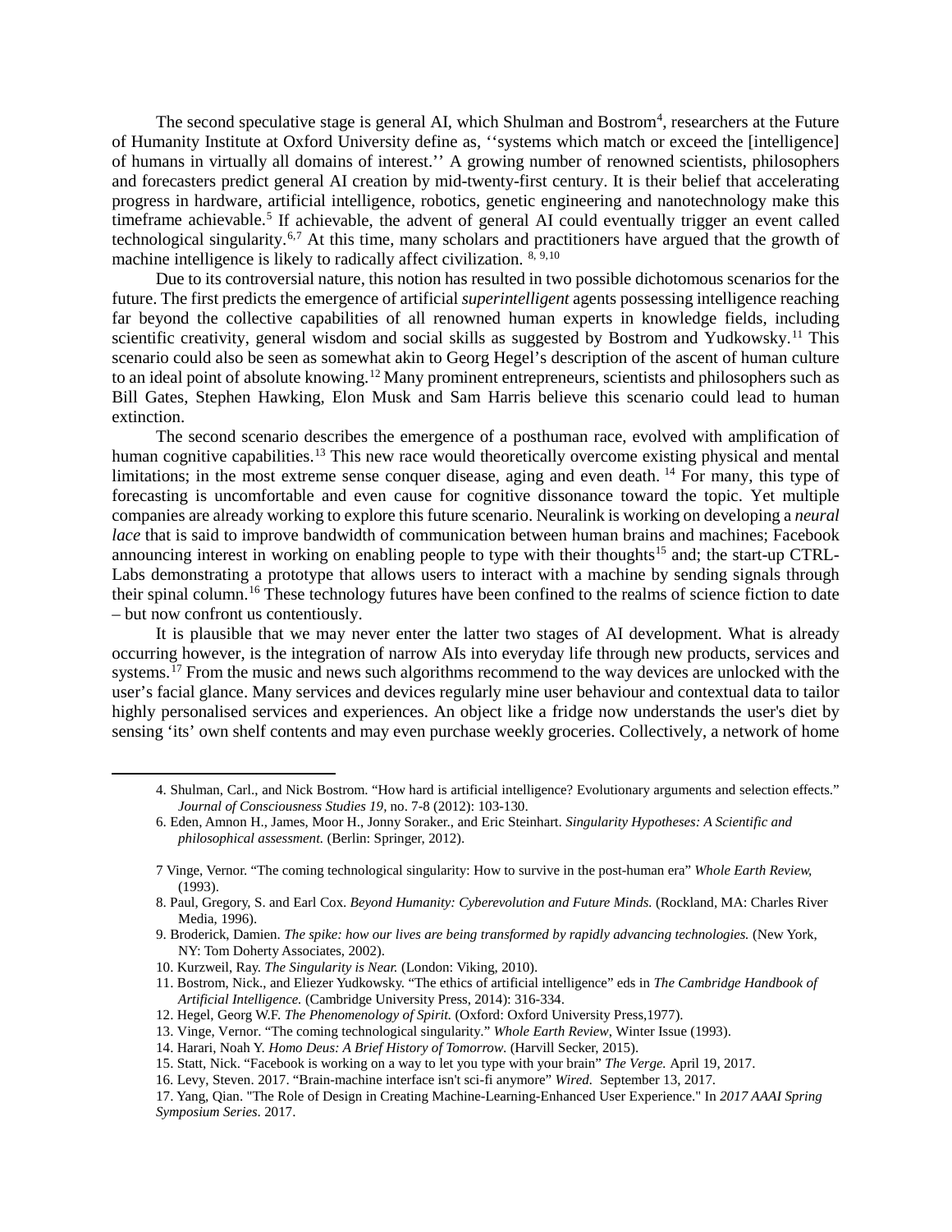The second speculative stage is general AI, which Shulman and Bostrom[4], researchers at the Future of Humanity Institute at Oxford University define as, ''systems which match or exceed the [intelligence] of humans in virtually all domains of interest.'' A growing number of renowned scientists, philosophers and forecasters predict general AI creation by mid-twenty-first century. It is their belief that accelerating progress in hardware, artificial intelligence, robotics, genetic engineering and nanotechnology make this timeframe achievable.[5] If achievable, the advent of general AI could eventually trigger an event called technological singularity.[6,7] At this time, many scholars and practitioners have argued that the growth of machine intelligence is likely to radically affect civilization. [8, 9,10]

Due to its controversial nature, this notion has resulted in two possible dichotomous scenarios for the future. The first predicts the emergence of artificial *superintelligent* agents possessing intelligence reaching far beyond the collective capabilities of all renowned human experts in knowledge fields, including scientific creativity, general wisdom and social skills as suggested by Bostrom and Yudkowsky.[11] This scenario could also be seen as somewhat akin to Georg Hegel's description of the ascent of human culture to an ideal point of absolute knowing.[12] Many prominent entrepreneurs, scientists and philosophers such as Bill Gates, Stephen Hawking, Elon Musk and Sam Harris believe this scenario could lead to human extinction.

The second scenario describes the emergence of a posthuman race, evolved with amplification of human cognitive capabilities.[13] This new race would theoretically overcome existing physical and mental limitations; in the most extreme sense conquer disease, aging and even death. [14] For many, this type of forecasting is uncomfortable and even cause for cognitive dissonance toward the topic. Yet multiple companies are already working to explore this future scenario. Neuralink is working on developing a *neural lace* that is said to improve bandwidth of communication between human brains and machines; Facebook announcing interest in working on enabling people to type with their thoughts[15] and; the start-up CTRL-Labs demonstrating a prototype that allows users to interact with a machine by sending signals through their spinal column.[16] These technology futures have been confined to the realms of science fiction to date – but now confront us contentiously.

It is plausible that we may never enter the latter two stages of AI development. What is already occurring however, is the integration of narrow AIs into everyday life through new products, services and systems.[17] From the music and news such algorithms recommend to the way devices are unlocked with the user's facial glance. Many services and devices regularly mine user behaviour and contextual data to tailor highly personalised services and experiences. An object like a fridge now understands the user's diet by sensing 'its' own shelf contents and may even purchase weekly groceries. Collectively, a network of home

---

4. Shulman, Carl., and Nick Bostrom. "How hard is artificial intelligence? Evolutionary arguments and selection effects." *Journal of Consciousness Studies 19,* no. 7-8 (2012): 103-130.

6. Eden, Amnon H., James, Moor H., Jonny Soraker., and Eric Steinhart. *Singularity Hypotheses: A Scientific and philosophical assessment.* (Berlin: Springer, 2012).

7 Vinge, Vernor. "The coming technological singularity: How to survive in the post-human era" *Whole Earth Review,* (1993).

8. Paul, Gregory, S. and Earl Cox. *Beyond Humanity: Cyberevolution and Future Minds.* (Rockland, MA: Charles River Media, 1996).

9. Broderick, Damien. *The spike: how our lives are being transformed by rapidly advancing technologies.* (New York, NY: Tom Doherty Associates, 2002).

10. Kurzweil, Ray. *The Singularity is Near.* (London: Viking, 2010).

11. Bostrom, Nick., and Eliezer Yudkowsky. "The ethics of artificial intelligence" eds in *The Cambridge Handbook of Artificial Intelligence.* (Cambridge University Press, 2014): 316-334.

12. Hegel, Georg W.F. *The Phenomenology of Spirit.* (Oxford: Oxford University Press,1977).

13. Vinge, Vernor. "The coming technological singularity." *Whole Earth Review*, Winter Issue (1993).

14. Harari, Noah Y. *Homo Deus: A Brief History of Tomorrow.* (Harvill Secker, 2015).

15. Statt, Nick. "Facebook is working on a way to let you type with your brain" *The Verge.* April 19, 2017.

16. Levy, Steven. 2017. "Brain-machine interface isn't sci-fi anymore" *Wired.* September 13, 2017.

17. Yang, Qian. "The Role of Design in Creating Machine-Learning-Enhanced User Experience." In *2017 AAAI Spring Symposium Series*. 2017.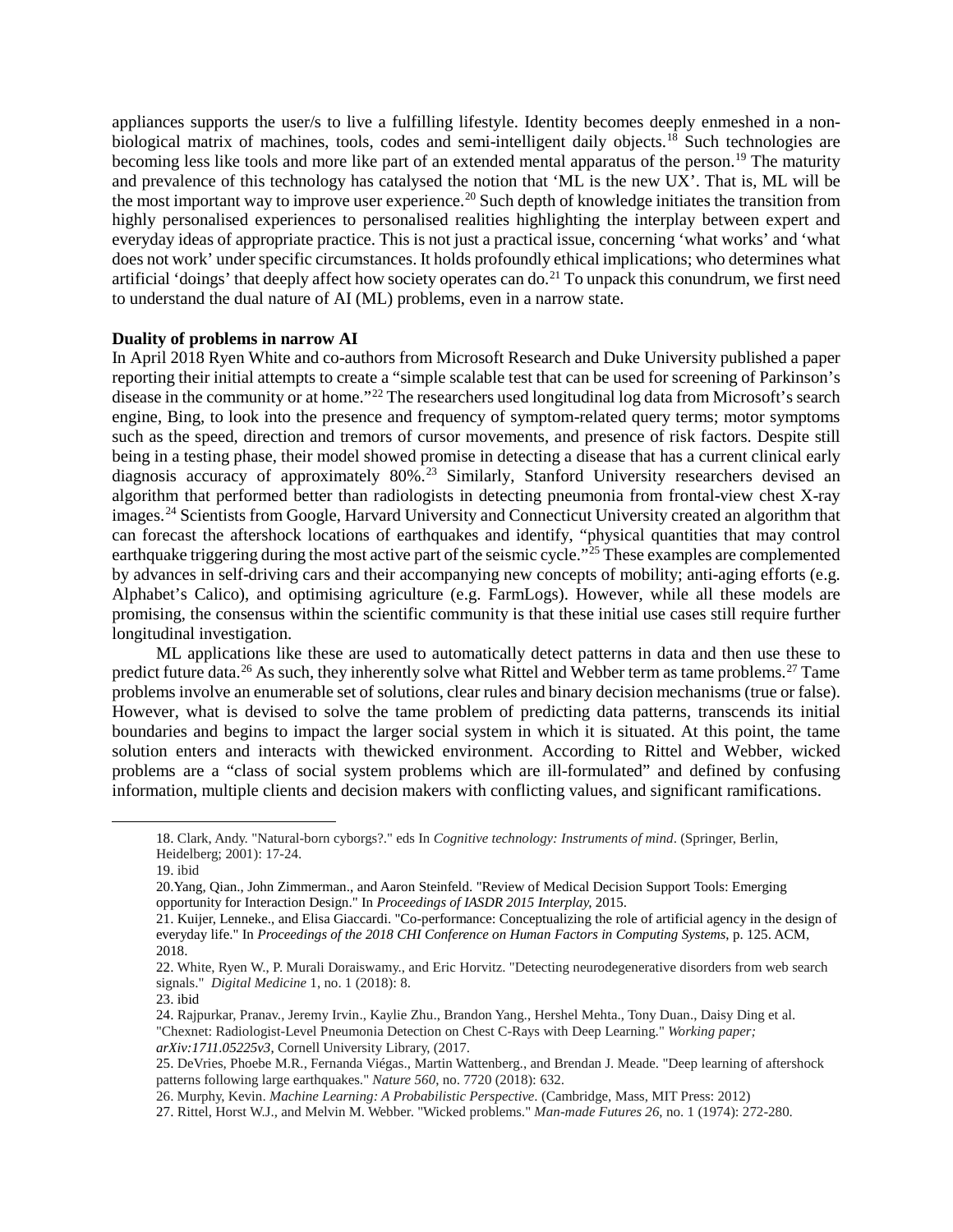appliances supports the user/s to live a fulfilling lifestyle. Identity becomes deeply enmeshed in a non-biological matrix of machines, tools, codes and semi-intelligent daily objects.[18] Such technologies are becoming less like tools and more like part of an extended mental apparatus of the person.[19] The maturity and prevalence of this technology has catalysed the notion that 'ML is the new UX'. That is, ML will be the most important way to improve user experience.[20] Such depth of knowledge initiates the transition from highly personalised experiences to personalised realities highlighting the interplay between expert and everyday ideas of appropriate practice. This is not just a practical issue, concerning 'what works' and 'what does not work' under specific circumstances. It holds profoundly ethical implications; who determines what artificial 'doings' that deeply affect how society operates can do.[21] To unpack this conundrum, we first need to understand the dual nature of AI (ML) problems, even in a narrow state.

**Duality of problems in narrow AI**

In April 2018 Ryen White and co-authors from Microsoft Research and Duke University published a paper reporting their initial attempts to create a "simple scalable test that can be used for screening of Parkinson's disease in the community or at home."[22] The researchers used longitudinal log data from Microsoft's search engine, Bing, to look into the presence and frequency of symptom-related query terms; motor symptoms such as the speed, direction and tremors of cursor movements, and presence of risk factors. Despite still being in a testing phase, their model showed promise in detecting a disease that has a current clinical early diagnosis accuracy of approximately 80%.[23] Similarly, Stanford University researchers devised an algorithm that performed better than radiologists in detecting pneumonia from frontal-view chest X-ray images.[24] Scientists from Google, Harvard University and Connecticut University created an algorithm that can forecast the aftershock locations of earthquakes and identify, "physical quantities that may control earthquake triggering during the most active part of the seismic cycle."[25] These examples are complemented by advances in self-driving cars and their accompanying new concepts of mobility; anti-aging efforts (e.g. Alphabet's Calico), and optimising agriculture (e.g. FarmLogs). However, while all these models are promising, the consensus within the scientific community is that these initial use cases still require further longitudinal investigation.

ML applications like these are used to automatically detect patterns in data and then use these to predict future data.[26] As such, they inherently solve what Rittel and Webber term as tame problems.[27] Tame problems involve an enumerable set of solutions, clear rules and binary decision mechanisms (true or false). However, what is devised to solve the tame problem of predicting data patterns, transcends its initial boundaries and begins to impact the larger social system in which it is situated. At this point, the tame solution enters and interacts with thewicked environment. According to Rittel and Webber, wicked problems are a "class of social system problems which are ill-formulated" and defined by confusing information, multiple clients and decision makers with conflicting values, and significant ramifications.

---

18. Clark, Andy. "Natural-born cyborgs?." eds In *Cognitive technology: Instruments of mind*. (Springer, Berlin, Heidelberg; 2001): 17-24.
19. ibid
20. Yang, Qian., John Zimmerman., and Aaron Steinfeld. "Review of Medical Decision Support Tools: Emerging opportunity for Interaction Design." In *Proceedings of IASDR 2015 Interplay,* 2015.
21. Kuijer, Lenneke., and Elisa Giaccardi. "Co-performance: Conceptualizing the role of artificial agency in the design of everyday life." In *Proceedings of the 2018 CHI Conference on Human Factors in Computing Systems*, p. 125. ACM, 2018.
22. White, Ryen W., P. Murali Doraiswamy., and Eric Horvitz. "Detecting neurodegenerative disorders from web search signals." *Digital Medicine* 1, no. 1 (2018): 8.
23. ibid
24. Rajpurkar, Pranav., Jeremy Irvin., Kaylie Zhu., Brandon Yang., Hershel Mehta., Tony Duan., Daisy Ding et al. "Chexnet: Radiologist-Level Pneumonia Detection on Chest C-Rays with Deep Learning." *Working paper; arXiv:1711.05225v3*, Cornell University Library, (2017.
25. DeVries, Phoebe M.R., Fernanda Viégas., Martin Wattenberg., and Brendan J. Meade. "Deep learning of aftershock patterns following large earthquakes." *Nature 560*, no. 7720 (2018): 632.
26. Murphy, Kevin. *Machine Learning: A Probabilistic Perspective*. (Cambridge, Mass, MIT Press: 2012)
27. Rittel, Horst W.J., and Melvin M. Webber. "Wicked problems." *Man-made Futures 26*, no. 1 (1974): 272-280.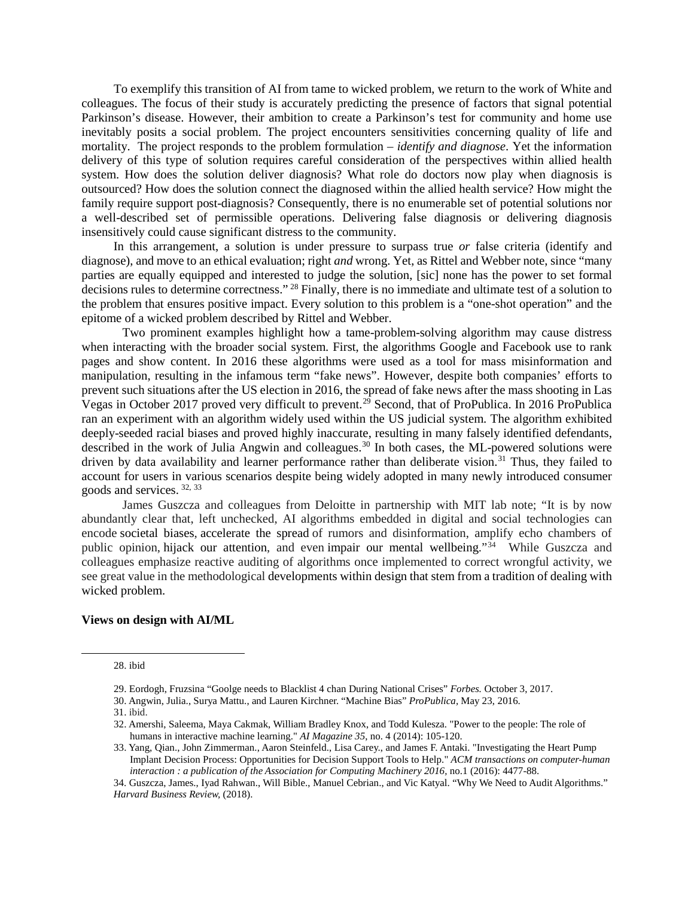To exemplify this transition of AI from tame to wicked problem, we return to the work of White and colleagues. The focus of their study is accurately predicting the presence of factors that signal potential Parkinson's disease. However, their ambition to create a Parkinson's test for community and home use inevitably posits a social problem. The project encounters sensitivities concerning quality of life and mortality. The project responds to the problem formulation – *identify and diagnose*. Yet the information delivery of this type of solution requires careful consideration of the perspectives within allied health system. How does the solution deliver diagnosis? What role do doctors now play when diagnosis is outsourced? How does the solution connect the diagnosed within the allied health service? How might the family require support post-diagnosis? Consequently, there is no enumerable set of potential solutions nor a well-described set of permissible operations. Delivering false diagnosis or delivering diagnosis insensitively could cause significant distress to the community.

In this arrangement, a solution is under pressure to surpass true *or* false criteria (identify and diagnose), and move to an ethical evaluation; right *and* wrong. Yet, as Rittel and Webber note, since "many parties are equally equipped and interested to judge the solution, [sic] none has the power to set formal decisions rules to determine correctness." [28] Finally, there is no immediate and ultimate test of a solution to the problem that ensures positive impact. Every solution to this problem is a "one-shot operation" and the epitome of a wicked problem described by Rittel and Webber.

Two prominent examples highlight how a tame-problem-solving algorithm may cause distress when interacting with the broader social system. First, the algorithms Google and Facebook use to rank pages and show content. In 2016 these algorithms were used as a tool for mass misinformation and manipulation, resulting in the infamous term "fake news". However, despite both companies' efforts to prevent such situations after the US election in 2016, the spread of fake news after the mass shooting in Las Vegas in October 2017 proved very difficult to prevent.[29] Second, that of ProPublica. In 2016 ProPublica ran an experiment with an algorithm widely used within the US judicial system. The algorithm exhibited deeply-seeded racial biases and proved highly inaccurate, resulting in many falsely identified defendants, described in the work of Julia Angwin and colleagues.[30] In both cases, the ML-powered solutions were driven by data availability and learner performance rather than deliberate vision.[31] Thus, they failed to account for users in various scenarios despite being widely adopted in many newly introduced consumer goods and services. [32, 33]

James Guszcza and colleagues from Deloitte in partnership with MIT lab note; "It is by now abundantly clear that, left unchecked, AI algorithms embedded in digital and social technologies can encode societal biases, accelerate the spread of rumors and disinformation, amplify echo chambers of public opinion, hijack our attention, and even impair our mental wellbeing."[34] While Guszcza and colleagues emphasize reactive auditing of algorithms once implemented to correct wrongful activity, we see great value in the methodological developments within design that stem from a tradition of dealing with wicked problem.

**Views on design with AI/ML**

---

28. ibid

29. Eordogh, Fruzsina "Goolge needs to Blacklist 4 chan During National Crises" *Forbes.* October 3, 2017.

30. Angwin, Julia., Surya Mattu., and Lauren Kirchner. "Machine Bias" *ProPublica*, May 23, 2016.

31. ibid.

32. Amershi, Saleema, Maya Cakmak, William Bradley Knox, and Todd Kulesza. "Power to the people: The role of humans in interactive machine learning." *AI Magazine 35*, no. 4 (2014): 105-120.

33. Yang, Qian., John Zimmerman., Aaron Steinfeld., Lisa Carey., and James F. Antaki. "Investigating the Heart Pump Implant Decision Process: Opportunities for Decision Support Tools to Help." *ACM transactions on computer-human interaction : a publication of the Association for Computing Machinery 2016*, no.1 (2016): 4477-88.

34. Guszcza, James., Iyad Rahwan., Will Bible., Manuel Cebrian., and Vic Katyal. "Why We Need to Audit Algorithms." *Harvard Business Review,* (2018).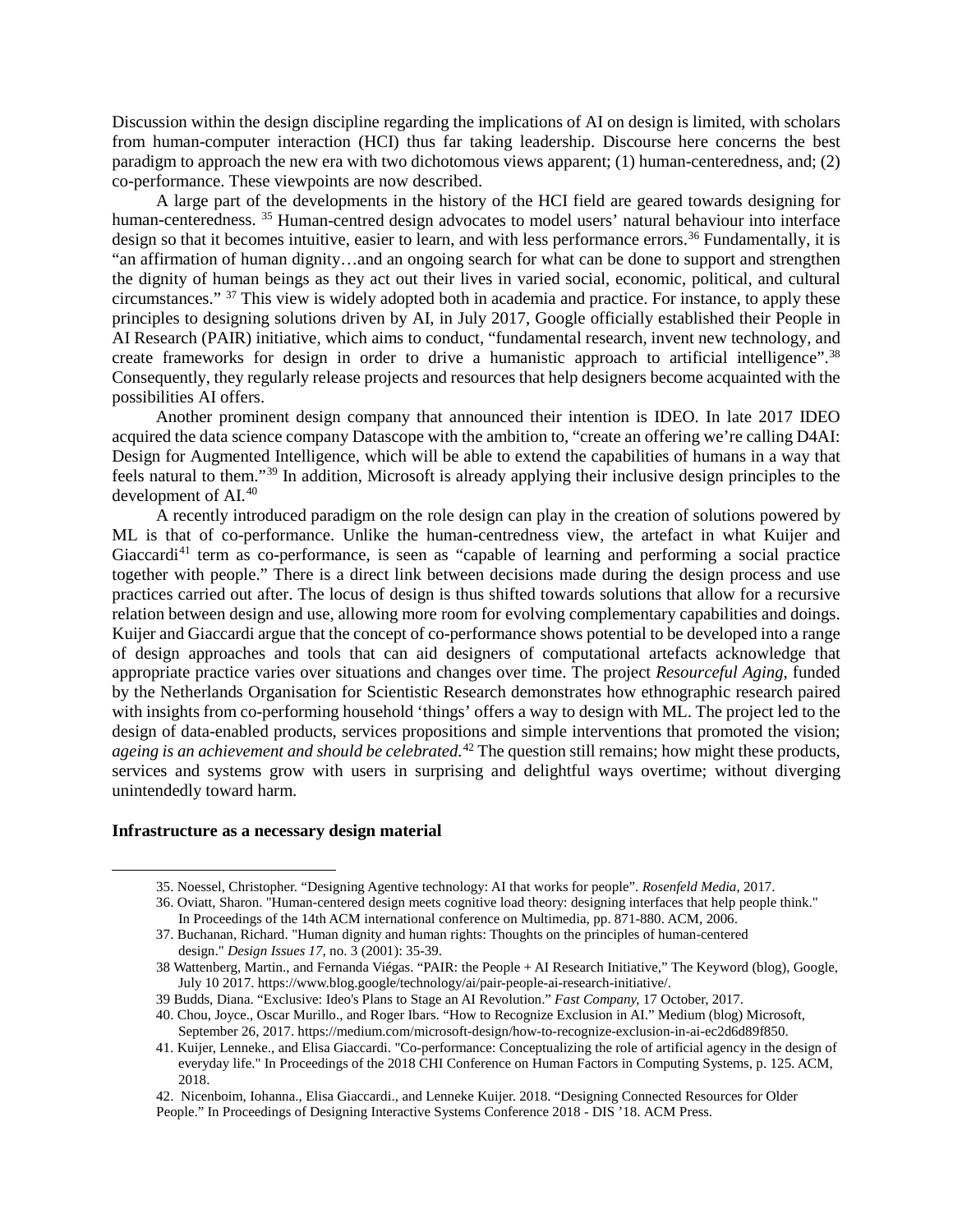Discussion within the design discipline regarding the implications of AI on design is limited, with scholars from human-computer interaction (HCI) thus far taking leadership. Discourse here concerns the best paradigm to approach the new era with two dichotomous views apparent; (1) human-centeredness, and; (2) co-performance. These viewpoints are now described.

A large part of the developments in the history of the HCI field are geared towards designing for human-centeredness. [35] Human-centred design advocates to model users' natural behaviour into interface design so that it becomes intuitive, easier to learn, and with less performance errors.[36] Fundamentally, it is "an affirmation of human dignity…and an ongoing search for what can be done to support and strengthen the dignity of human beings as they act out their lives in varied social, economic, political, and cultural circumstances." [37] This view is widely adopted both in academia and practice. For instance, to apply these principles to designing solutions driven by AI, in July 2017, Google officially established their People in AI Research (PAIR) initiative, which aims to conduct, "fundamental research, invent new technology, and create frameworks for design in order to drive a humanistic approach to artificial intelligence".[38] Consequently, they regularly release projects and resources that help designers become acquainted with the possibilities AI offers.

Another prominent design company that announced their intention is IDEO. In late 2017 IDEO acquired the data science company Datascope with the ambition to, "create an offering we're calling D4AI: Design for Augmented Intelligence, which will be able to extend the capabilities of humans in a way that feels natural to them."[39] In addition, Microsoft is already applying their inclusive design principles to the development of AI.[40]

A recently introduced paradigm on the role design can play in the creation of solutions powered by ML is that of co-performance. Unlike the human-centredness view, the artefact in what Kuijer and Giaccardi[41] term as co-performance, is seen as "capable of learning and performing a social practice together with people." There is a direct link between decisions made during the design process and use practices carried out after. The locus of design is thus shifted towards solutions that allow for a recursive relation between design and use, allowing more room for evolving complementary capabilities and doings. Kuijer and Giaccardi argue that the concept of co-performance shows potential to be developed into a range of design approaches and tools that can aid designers of computational artefacts acknowledge that appropriate practice varies over situations and changes over time. The project *Resourceful Aging*, funded by the Netherlands Organisation for Scientistic Research demonstrates how ethnographic research paired with insights from co-performing household 'things' offers a way to design with ML. The project led to the design of data-enabled products, services propositions and simple interventions that promoted the vision; *ageing is an achievement and should be celebrated.*[42] The question still remains; how might these products, services and systems grow with users in surprising and delightful ways overtime; without diverging unintendedly toward harm.

**Infrastructure as a necessary design material**

---

35. Noessel, Christopher. "Designing Agentive technology: AI that works for people". *Rosenfeld Media*, 2017.
36. Oviatt, Sharon. "Human-centered design meets cognitive load theory: designing interfaces that help people think." In Proceedings of the 14th ACM international conference on Multimedia, pp. 871-880. ACM, 2006.
37. Buchanan, Richard. "Human dignity and human rights: Thoughts on the principles of human-centered design." *Design Issues 17*, no. 3 (2001): 35-39.
38 Wattenberg, Martin., and Fernanda Viégas. "PAIR: the People + AI Research Initiative," The Keyword (blog), Google, July 10 2017. https://www.blog.google/technology/ai/pair-people-ai-research-initiative/.
39 Budds, Diana. "Exclusive: Ideo's Plans to Stage an AI Revolution." *Fast Company*, 17 October, 2017.
40. Chou, Joyce., Oscar Murillo., and Roger Ibars. "How to Recognize Exclusion in AI." Medium (blog) Microsoft, September 26, 2017. https://medium.com/microsoft-design/how-to-recognize-exclusion-in-ai-ec2d6d89f850.
41. Kuijer, Lenneke., and Elisa Giaccardi. "Co-performance: Conceptualizing the role of artificial agency in the design of everyday life." In Proceedings of the 2018 CHI Conference on Human Factors in Computing Systems, p. 125. ACM, 2018.
42. Nicenboim, Iohanna., Elisa Giaccardi., and Lenneke Kuijer. 2018. "Designing Connected Resources for Older People." In Proceedings of Designing Interactive Systems Conference 2018 - DIS '18. ACM Press.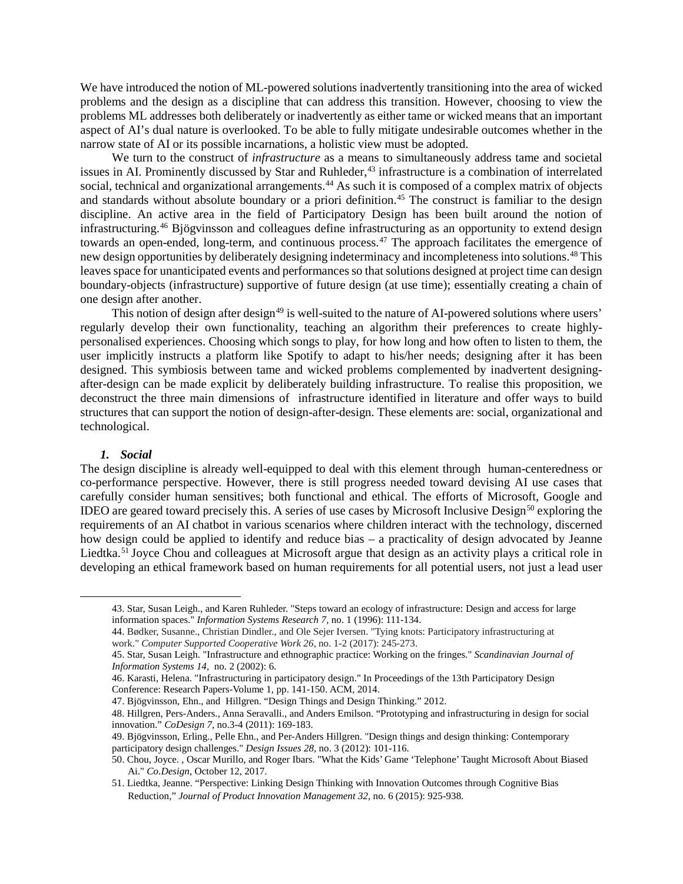We have introduced the notion of ML-powered solutions inadvertently transitioning into the area of wicked problems and the design as a discipline that can address this transition. However, choosing to view the problems ML addresses both deliberately or inadvertently as either tame or wicked means that an important aspect of AI's dual nature is overlooked. To be able to fully mitigate undesirable outcomes whether in the narrow state of AI or its possible incarnations, a holistic view must be adopted.

We turn to the construct of *infrastructure* as a means to simultaneously address tame and societal issues in AI. Prominently discussed by Star and Ruhleder,[43] infrastructure is a combination of interrelated social, technical and organizational arrangements.[44] As such it is composed of a complex matrix of objects and standards without absolute boundary or a priori definition.[45] The construct is familiar to the design discipline. An active area in the field of Participatory Design has been built around the notion of infrastructuring.[46] Bjögvinsson and colleagues define infrastructuring as an opportunity to extend design towards an open-ended, long-term, and continuous process.[47] The approach facilitates the emergence of new design opportunities by deliberately designing indeterminacy and incompleteness into solutions.[48] This leaves space for unanticipated events and performances so that solutions designed at project time can design boundary-objects (infrastructure) supportive of future design (at use time); essentially creating a chain of one design after another.

This notion of design after design[49] is well-suited to the nature of AI-powered solutions where users' regularly develop their own functionality, teaching an algorithm their preferences to create highly-personalised experiences. Choosing which songs to play, for how long and how often to listen to them, the user implicitly instructs a platform like Spotify to adapt to his/her needs; designing after it has been designed. This symbiosis between tame and wicked problems complemented by inadvertent designing-after-design can be made explicit by deliberately building infrastructure. To realise this proposition, we deconstruct the three main dimensions of infrastructure identified in literature and offer ways to build structures that can support the notion of design-after-design. These elements are: social, organizational and technological.

### *1. Social*

The design discipline is already well-equipped to deal with this element through human-centeredness or co-performance perspective. However, there is still progress needed toward devising AI use cases that carefully consider human sensitives; both functional and ethical. The efforts of Microsoft, Google and IDEO are geared toward precisely this. A series of use cases by Microsoft Inclusive Design[50] exploring the requirements of an AI chatbot in various scenarios where children interact with the technology, discerned how design could be applied to identify and reduce bias – a practicality of design advocated by Jeanne Liedtka.[51] Joyce Chou and colleagues at Microsoft argue that design as an activity plays a critical role in developing an ethical framework based on human requirements for all potential users, not just a lead user

---

43. Star, Susan Leigh., and Karen Ruhleder. "Steps toward an ecology of infrastructure: Design and access for large information spaces." *Information Systems Research 7*, no. 1 (1996): 111-134.

44. Bødker, Susanne., Christian Dindler., and Ole Sejer Iversen. "Tying knots: Participatory infrastructuring at work." *Computer Supported Cooperative Work 26*, no. 1-2 (2017): 245-273.

45. Star, Susan Leigh. "Infrastructure and ethnographic practice: Working on the fringes." *Scandinavian Journal of Information Systems 14*, no. 2 (2002): 6.

46. Karasti, Helena. "Infrastructuring in participatory design." In Proceedings of the 13th Participatory Design Conference: Research Papers-Volume 1, pp. 141-150. ACM, 2014.

47. Bjögvinsson, Ehn., and Hillgren. "Design Things and Design Thinking." 2012.

48. Hillgren, Pers-Anders., Anna Seravalli., and Anders Emilson. "Prototyping and infrastructuring in design for social innovation." *CoDesign 7*, no.3-4 (2011): 169-183.

49. Bjögvinsson, Erling., Pelle Ehn., and Per-Anders Hillgren. "Design things and design thinking: Contemporary participatory design challenges." *Design Issues 28*, no. 3 (2012): 101-116.

50. Chou, Joyce. , Oscar Murillo, and Roger Ibars. "What the Kids' Game 'Telephone' Taught Microsoft About Biased Ai." *Co.Design*, October 12, 2017.

51. Liedtka, Jeanne. "Perspective: Linking Design Thinking with Innovation Outcomes through Cognitive Bias Reduction," *Journal of Product Innovation Management 32*, no. 6 (2015): 925-938.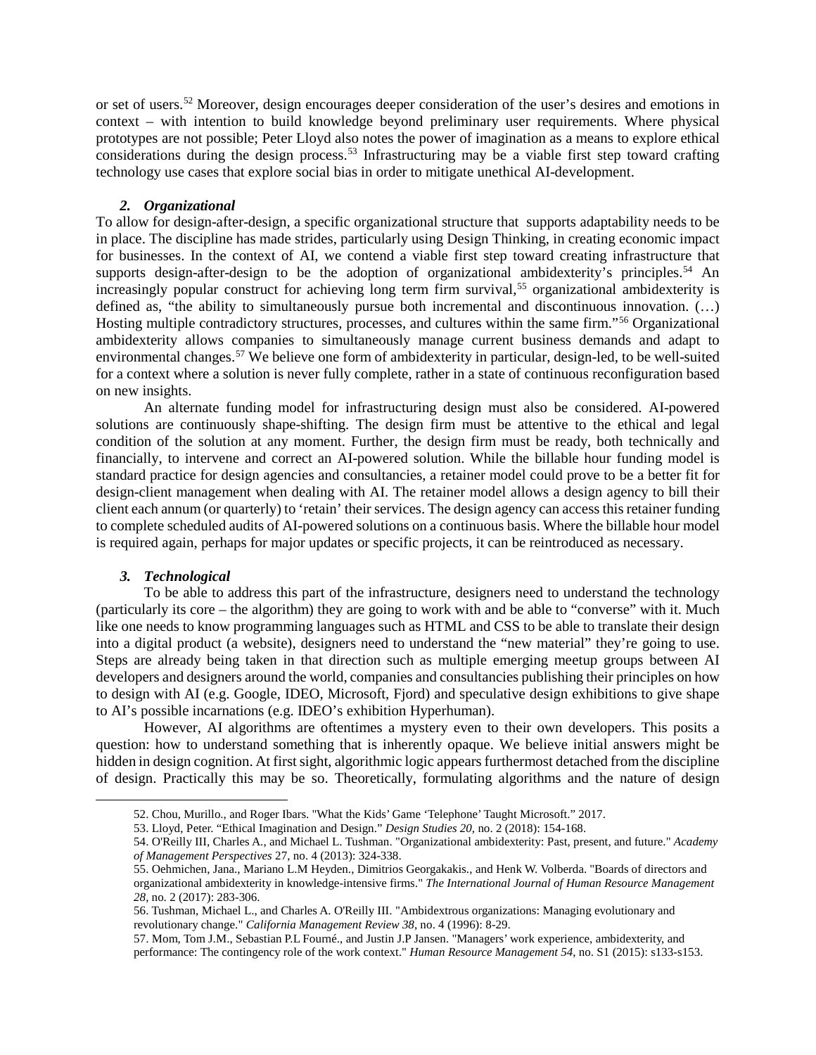or set of users.[52] Moreover, design encourages deeper consideration of the user's desires and emotions in context – with intention to build knowledge beyond preliminary user requirements. Where physical prototypes are not possible; Peter Lloyd also notes the power of imagination as a means to explore ethical considerations during the design process.[53] Infrastructuring may be a viable first step toward crafting technology use cases that explore social bias in order to mitigate unethical AI-development.

### *2. Organizational*

To allow for design-after-design, a specific organizational structure that supports adaptability needs to be in place. The discipline has made strides, particularly using Design Thinking, in creating economic impact for businesses. In the context of AI, we contend a viable first step toward creating infrastructure that supports design-after-design to be the adoption of organizational ambidexterity's principles.[54] An increasingly popular construct for achieving long term firm survival,[55] organizational ambidexterity is defined as, "the ability to simultaneously pursue both incremental and discontinuous innovation. (…) Hosting multiple contradictory structures, processes, and cultures within the same firm."[56] Organizational ambidexterity allows companies to simultaneously manage current business demands and adapt to environmental changes.[57] We believe one form of ambidexterity in particular, design-led, to be well-suited for a context where a solution is never fully complete, rather in a state of continuous reconfiguration based on new insights.

An alternate funding model for infrastructuring design must also be considered. AI-powered solutions are continuously shape-shifting. The design firm must be attentive to the ethical and legal condition of the solution at any moment. Further, the design firm must be ready, both technically and financially, to intervene and correct an AI-powered solution. While the billable hour funding model is standard practice for design agencies and consultancies, a retainer model could prove to be a better fit for design-client management when dealing with AI. The retainer model allows a design agency to bill their client each annum (or quarterly) to 'retain' their services. The design agency can access this retainer funding to complete scheduled audits of AI-powered solutions on a continuous basis. Where the billable hour model is required again, perhaps for major updates or specific projects, it can be reintroduced as necessary.

### *3. Technological*

To be able to address this part of the infrastructure, designers need to understand the technology (particularly its core – the algorithm) they are going to work with and be able to "converse" with it. Much like one needs to know programming languages such as HTML and CSS to be able to translate their design into a digital product (a website), designers need to understand the "new material" they're going to use. Steps are already being taken in that direction such as multiple emerging meetup groups between AI developers and designers around the world, companies and consultancies publishing their principles on how to design with AI (e.g. Google, IDEO, Microsoft, Fjord) and speculative design exhibitions to give shape to AI's possible incarnations (e.g. IDEO's exhibition Hyperhuman).

However, AI algorithms are oftentimes a mystery even to their own developers. This posits a question: how to understand something that is inherently opaque. We believe initial answers might be hidden in design cognition. At first sight, algorithmic logic appears furthermost detached from the discipline of design. Practically this may be so. Theoretically, formulating algorithms and the nature of design

---

52. Chou, Murillo., and Roger Ibars. "What the Kids' Game 'Telephone' Taught Microsoft." 2017.

53. Lloyd, Peter. "Ethical Imagination and Design." *Design Studies 20,* no. 2 (2018): 154-168.

54. O'Reilly III, Charles A., and Michael L. Tushman. "Organizational ambidexterity: Past, present, and future." *Academy of Management Perspectives* 27, no. 4 (2013): 324-338.

55. Oehmichen, Jana., Mariano L.M Heyden., Dimitrios Georgakakis., and Henk W. Volberda. "Boards of directors and organizational ambidexterity in knowledge-intensive firms." *The International Journal of Human Resource Management 28*, no. 2 (2017): 283-306.

56. Tushman, Michael L., and Charles A. O'Reilly III. "Ambidextrous organizations: Managing evolutionary and revolutionary change." *California Management Review 38*, no. 4 (1996): 8-29.

57. Mom, Tom J.M., Sebastian P.L Fourné., and Justin J.P Jansen. "Managers' work experience, ambidexterity, and performance: The contingency role of the work context." *Human Resource Management 54*, no. S1 (2015): s133-s153.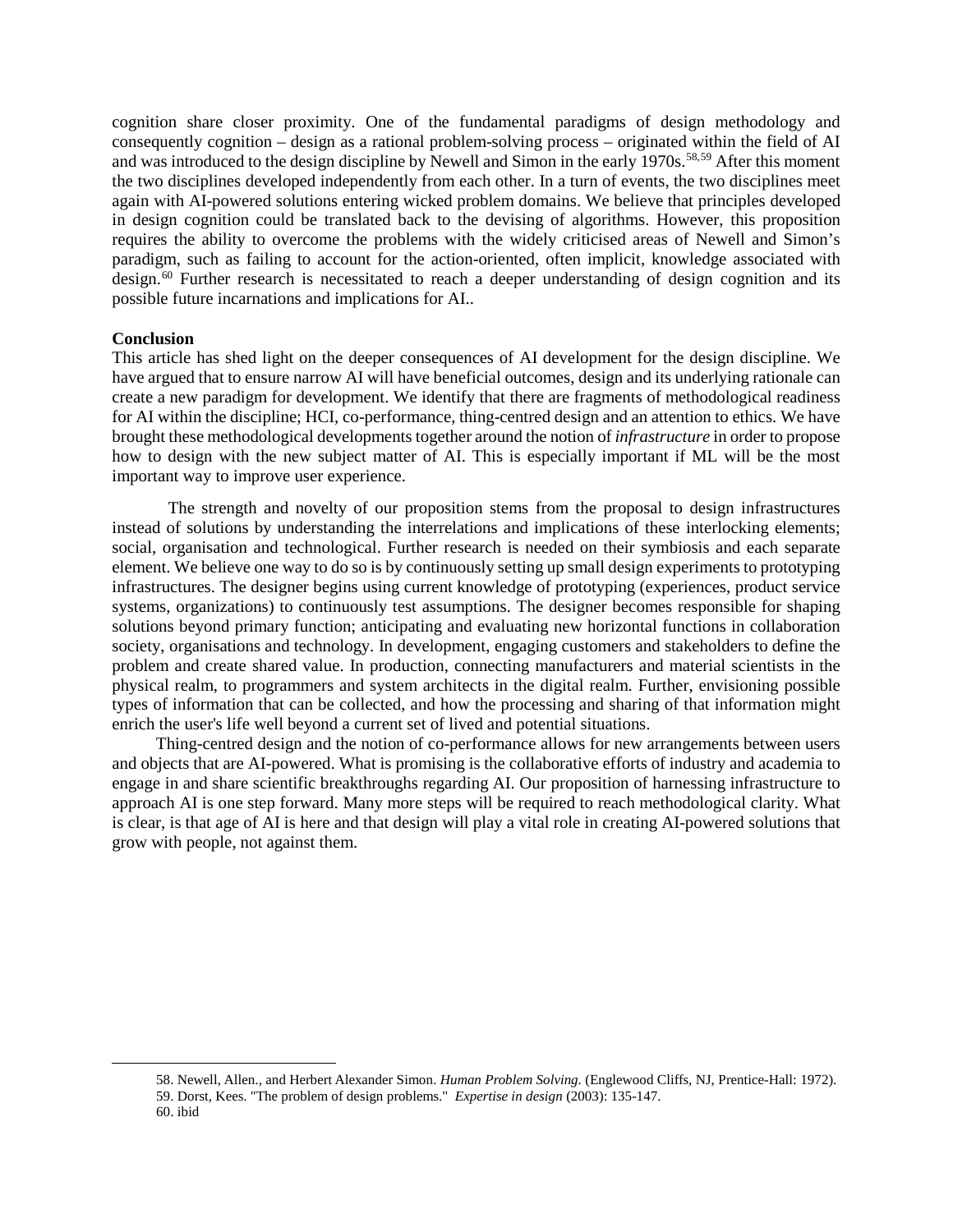cognition share closer proximity. One of the fundamental paradigms of design methodology and consequently cognition – design as a rational problem-solving process – originated within the field of AI and was introduced to the design discipline by Newell and Simon in the early 1970s.[58,59] After this moment the two disciplines developed independently from each other. In a turn of events, the two disciplines meet again with AI-powered solutions entering wicked problem domains. We believe that principles developed in design cognition could be translated back to the devising of algorithms. However, this proposition requires the ability to overcome the problems with the widely criticised areas of Newell and Simon's paradigm, such as failing to account for the action-oriented, often implicit, knowledge associated with design.[60] Further research is necessitated to reach a deeper understanding of design cognition and its possible future incarnations and implications for AI..

**Conclusion**

This article has shed light on the deeper consequences of AI development for the design discipline. We have argued that to ensure narrow AI will have beneficial outcomes, design and its underlying rationale can create a new paradigm for development. We identify that there are fragments of methodological readiness for AI within the discipline; HCI, co-performance, thing-centred design and an attention to ethics. We have brought these methodological developments together around the notion of *infrastructure* in order to propose how to design with the new subject matter of AI. This is especially important if ML will be the most important way to improve user experience.

The strength and novelty of our proposition stems from the proposal to design infrastructures instead of solutions by understanding the interrelations and implications of these interlocking elements; social, organisation and technological. Further research is needed on their symbiosis and each separate element. We believe one way to do so is by continuously setting up small design experiments to prototyping infrastructures. The designer begins using current knowledge of prototyping (experiences, product service systems, organizations) to continuously test assumptions. The designer becomes responsible for shaping solutions beyond primary function; anticipating and evaluating new horizontal functions in collaboration society, organisations and technology. In development, engaging customers and stakeholders to define the problem and create shared value. In production, connecting manufacturers and material scientists in the physical realm, to programmers and system architects in the digital realm. Further, envisioning possible types of information that can be collected, and how the processing and sharing of that information might enrich the user's life well beyond a current set of lived and potential situations.

Thing-centred design and the notion of co-performance allows for new arrangements between users and objects that are AI-powered. What is promising is the collaborative efforts of industry and academia to engage in and share scientific breakthroughs regarding AI. Our proposition of harnessing infrastructure to approach AI is one step forward. Many more steps will be required to reach methodological clarity. What is clear, is that age of AI is here and that design will play a vital role in creating AI-powered solutions that grow with people, not against them.

58. Newell, Allen., and Herbert Alexander Simon. *Human Problem Solving.* (Englewood Cliffs, NJ, Prentice-Hall: 1972).
59. Dorst, Kees. "The problem of design problems." *Expertise in design* (2003): 135-147.
60. ibid